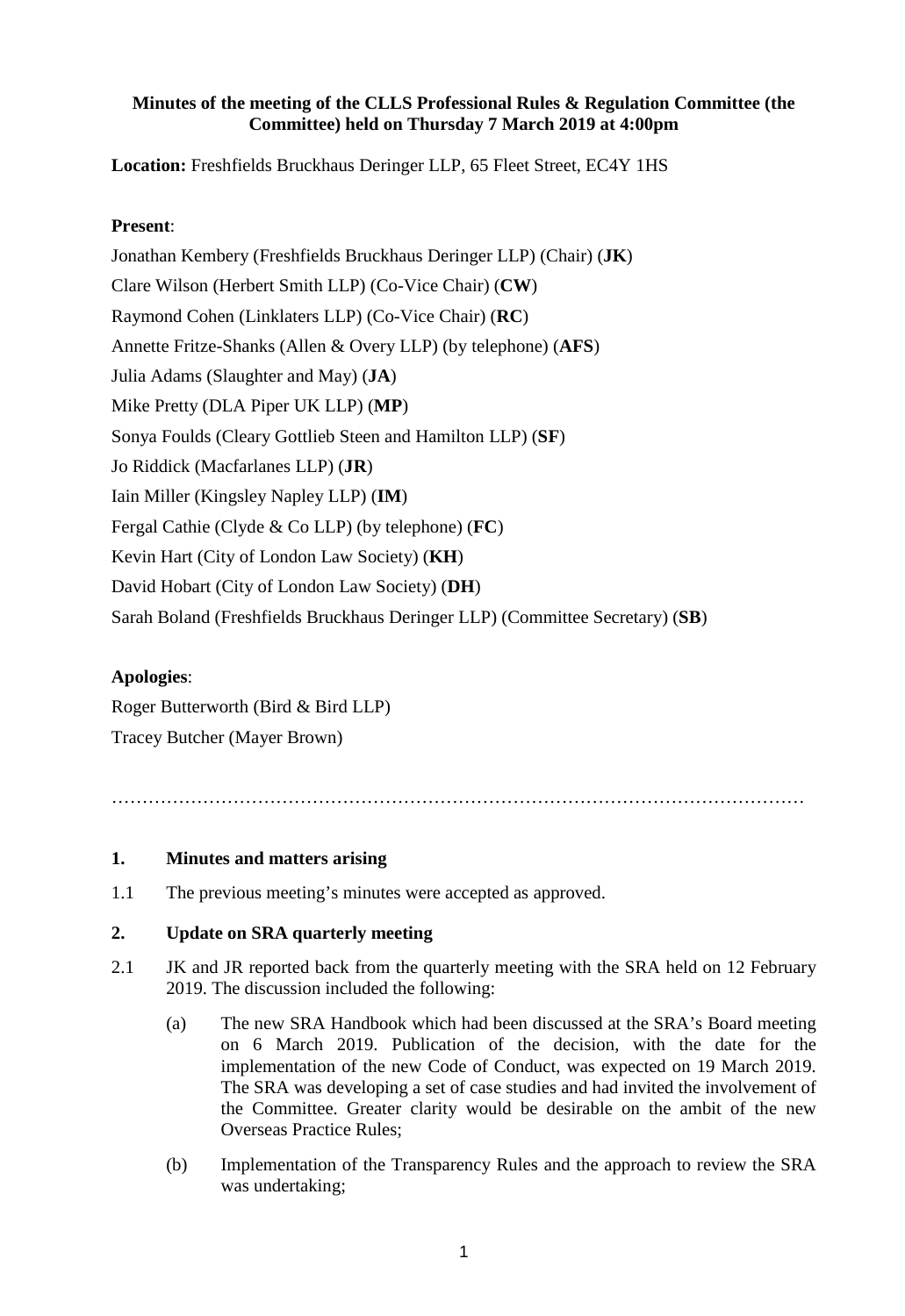**Minutes of the meeting of the CLLS Professional Rules & Regulation Committee (the Committee) held on Thursday 7 March 2019 at 4:00pm**

**Location:** Freshfields Bruckhaus Deringer LLP, 65 Fleet Street, EC4Y 1HS

**Present**:

Jonathan Kembery (Freshfields Bruckhaus Deringer LLP) (Chair) (**JK**)

Clare Wilson (Herbert Smith LLP) (Co-Vice Chair) (**CW**)

Raymond Cohen (Linklaters LLP) (Co-Vice Chair) (**RC**)

Annette Fritze-Shanks (Allen & Overy LLP) (by telephone) (**AFS**)

Julia Adams (Slaughter and May) (**JA**)

Mike Pretty (DLA Piper UK LLP) (**MP**)

Sonya Foulds (Cleary Gottlieb Steen and Hamilton LLP) (**SF**)

Jo Riddick (Macfarlanes LLP) (**JR**)

Iain Miller (Kingsley Napley LLP) (**IM**)

Fergal Cathie (Clyde & Co LLP) (by telephone) (**FC**)

Kevin Hart (City of London Law Society) (**KH**)

David Hobart (City of London Law Society) (**DH**)

Sarah Boland (Freshfields Bruckhaus Deringer LLP) (Committee Secretary) (**SB**)

**Apologies**:

Roger Butterworth (Bird & Bird LLP)

Tracey Butcher (Mayer Brown)

…………………………………………………………………………………………………

**1. Minutes and matters arising**

1.1 The previous meeting's minutes were accepted as approved.

**2. Update on SRA quarterly meeting**

2.1 JK and JR reported back from the quarterly meeting with the SRA held on 12 February 2019. The discussion included the following:

(a) The new SRA Handbook which had been discussed at the SRA's Board meeting on 6 March 2019. Publication of the decision, with the date for the implementation of the new Code of Conduct, was expected on 19 March 2019. The SRA was developing a set of case studies and had invited the involvement of the Committee. Greater clarity would be desirable on the ambit of the new Overseas Practice Rules;

(b) Implementation of the Transparency Rules and the approach to review the SRA was undertaking;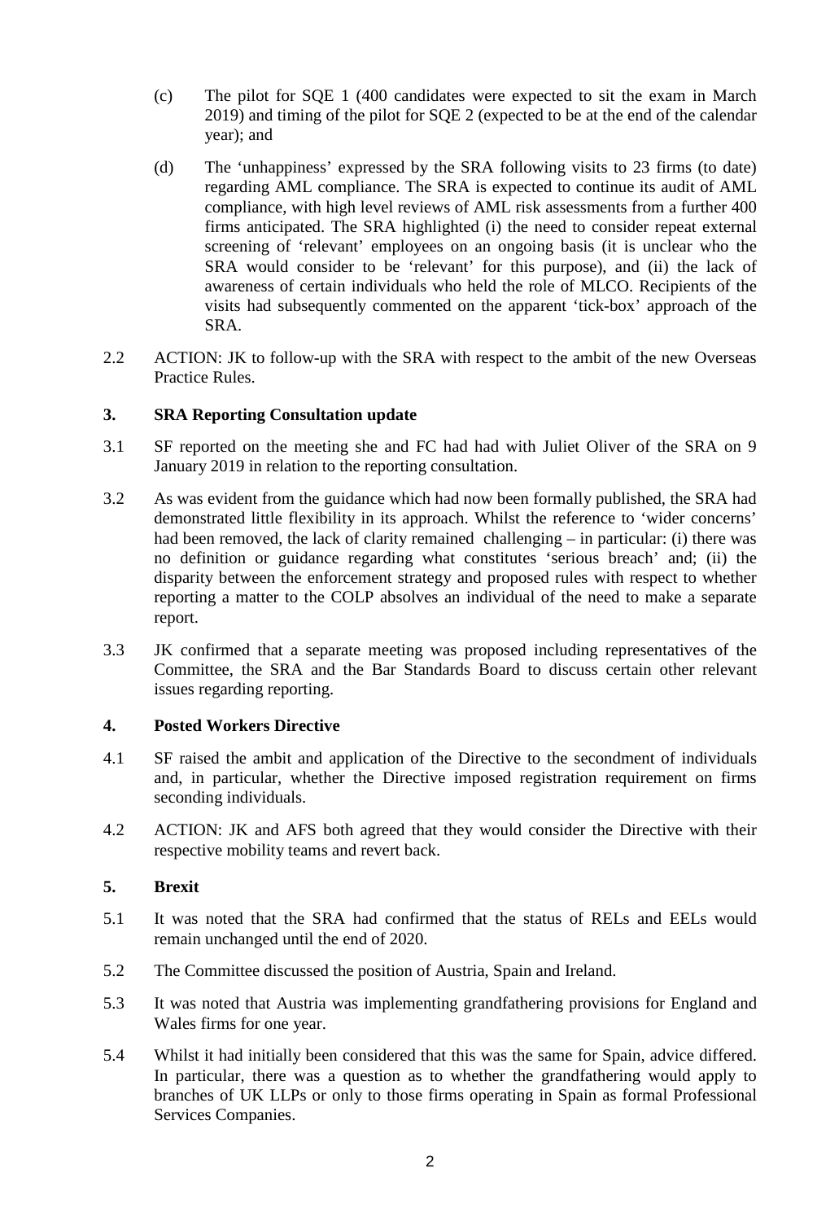(c) The pilot for SQE 1 (400 candidates were expected to sit the exam in March 2019) and timing of the pilot for SQE 2 (expected to be at the end of the calendar year); and

(d) The 'unhappiness' expressed by the SRA following visits to 23 firms (to date) regarding AML compliance. The SRA is expected to continue its audit of AML compliance, with high level reviews of AML risk assessments from a further 400 firms anticipated. The SRA highlighted (i) the need to consider repeat external screening of 'relevant' employees on an ongoing basis (it is unclear who the SRA would consider to be 'relevant' for this purpose), and (ii) the lack of awareness of certain individuals who held the role of MLCO. Recipients of the visits had subsequently commented on the apparent 'tick-box' approach of the SRA.

2.2 ACTION: JK to follow-up with the SRA with respect to the ambit of the new Overseas Practice Rules.

## 3. SRA Reporting Consultation update

3.1 SF reported on the meeting she and FC had had with Juliet Oliver of the SRA on 9 January 2019 in relation to the reporting consultation.

3.2 As was evident from the guidance which had now been formally published, the SRA had demonstrated little flexibility in its approach. Whilst the reference to 'wider concerns' had been removed, the lack of clarity remained challenging – in particular: (i) there was no definition or guidance regarding what constitutes 'serious breach' and; (ii) the disparity between the enforcement strategy and proposed rules with respect to whether reporting a matter to the COLP absolves an individual of the need to make a separate report.

3.3 JK confirmed that a separate meeting was proposed including representatives of the Committee, the SRA and the Bar Standards Board to discuss certain other relevant issues regarding reporting.

## 4. Posted Workers Directive

4.1 SF raised the ambit and application of the Directive to the secondment of individuals and, in particular, whether the Directive imposed registration requirement on firms seconding individuals.

4.2 ACTION: JK and AFS both agreed that they would consider the Directive with their respective mobility teams and revert back.

## 5. Brexit

5.1 It was noted that the SRA had confirmed that the status of RELs and EELs would remain unchanged until the end of 2020.

5.2 The Committee discussed the position of Austria, Spain and Ireland.

5.3 It was noted that Austria was implementing grandfathering provisions for England and Wales firms for one year.

5.4 Whilst it had initially been considered that this was the same for Spain, advice differed. In particular, there was a question as to whether the grandfathering would apply to branches of UK LLPs or only to those firms operating in Spain as formal Professional Services Companies.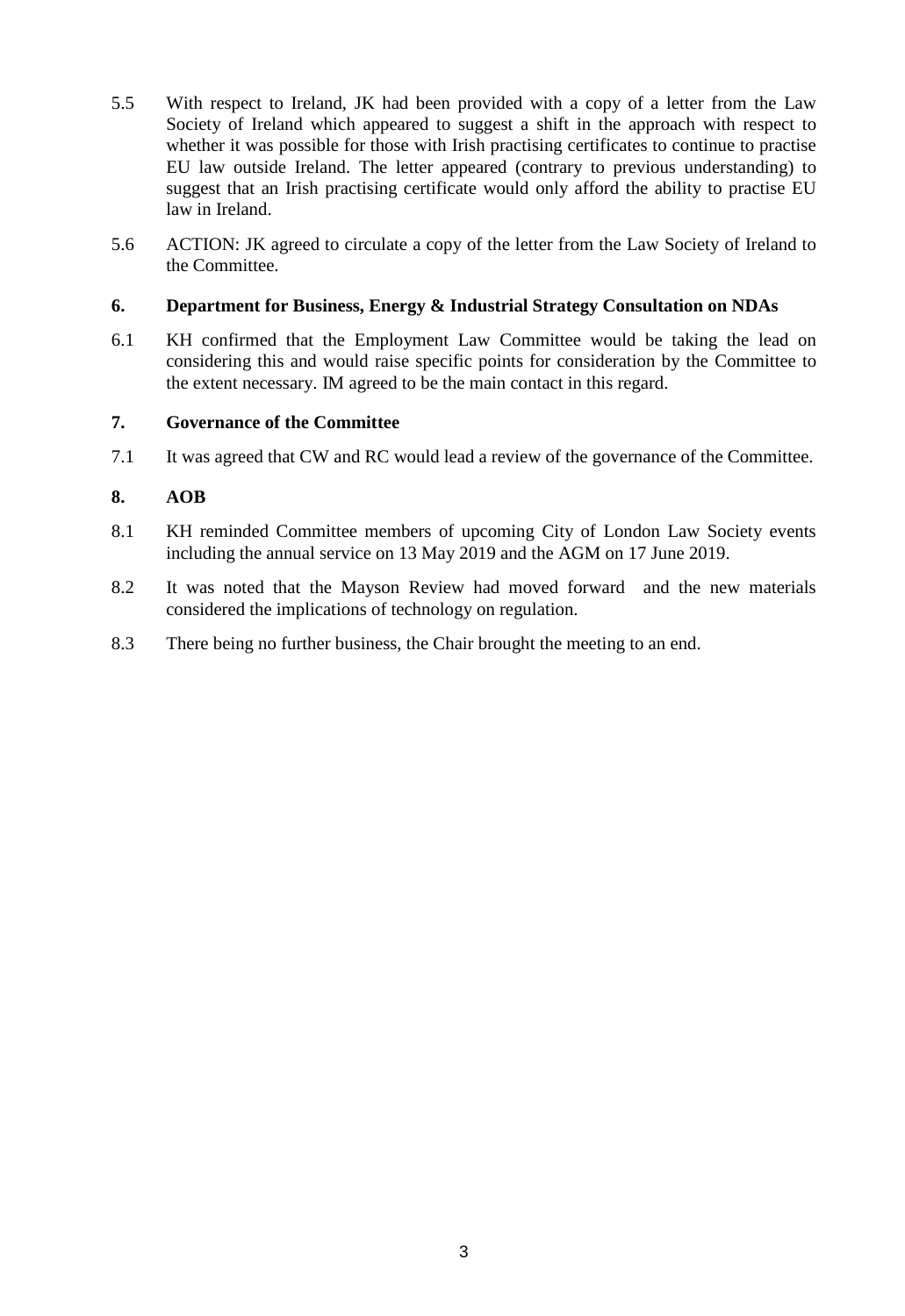5.5 With respect to Ireland, JK had been provided with a copy of a letter from the Law Society of Ireland which appeared to suggest a shift in the approach with respect to whether it was possible for those with Irish practising certificates to continue to practise EU law outside Ireland. The letter appeared (contrary to previous understanding) to suggest that an Irish practising certificate would only afford the ability to practise EU law in Ireland.

5.6 ACTION: JK agreed to circulate a copy of the letter from the Law Society of Ireland to the Committee.

## 6. Department for Business, Energy & Industrial Strategy Consultation on NDAs

6.1 KH confirmed that the Employment Law Committee would be taking the lead on considering this and would raise specific points for consideration by the Committee to the extent necessary. IM agreed to be the main contact in this regard.

## 7. Governance of the Committee

7.1 It was agreed that CW and RC would lead a review of the governance of the Committee.

## 8. AOB

8.1 KH reminded Committee members of upcoming City of London Law Society events including the annual service on 13 May 2019 and the AGM on 17 June 2019.

8.2 It was noted that the Mayson Review had moved forward and the new materials considered the implications of technology on regulation.

8.3 There being no further business, the Chair brought the meeting to an end.